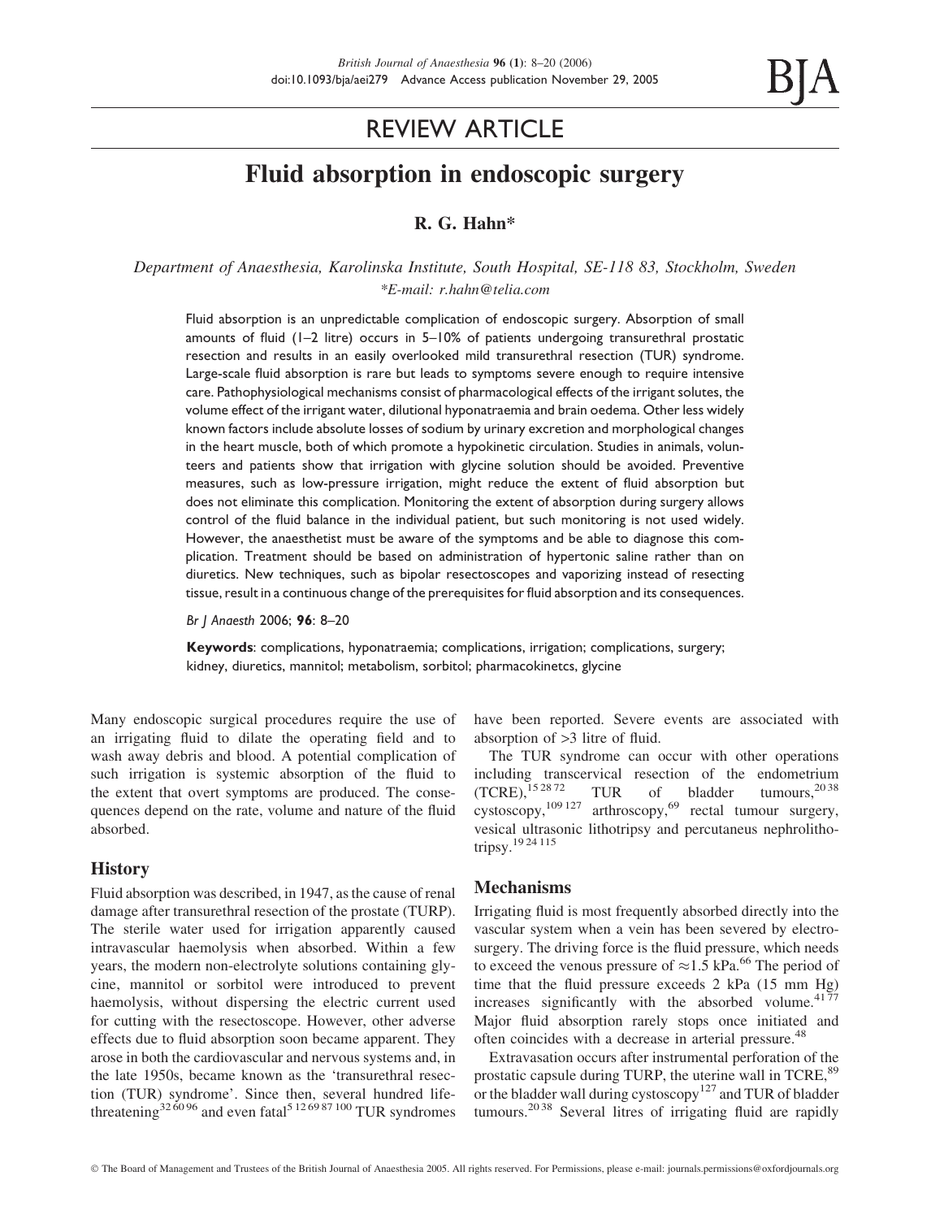## REVIEW ARTICLE

# Fluid absorption in endoscopic surgery

**R. G. Hahn***

*Department of Anaesthesia, Karolinska Institute, South Hospital, SE-118 83, Stockholm, Sweden*
**E-mail: r.hahn@telia.com*

Fluid absorption is an unpredictable complication of endoscopic surgery. Absorption of small amounts of fluid (1–2 litre) occurs in 5–10% of patients undergoing transurethral prostatic resection and results in an easily overlooked mild transurethral resection (TUR) syndrome. Large-scale fluid absorption is rare but leads to symptoms severe enough to require intensive care. Pathophysiological mechanisms consist of pharmacological effects of the irrigant solutes, the volume effect of the irrigant water, dilutional hyponatraemia and brain oedema. Other less widely known factors include absolute losses of sodium by urinary excretion and morphological changes in the heart muscle, both of which promote a hypokinetic circulation. Studies in animals, volunteers and patients show that irrigation with glycine solution should be avoided. Preventive measures, such as low-pressure irrigation, might reduce the extent of fluid absorption but does not eliminate this complication. Monitoring the extent of absorption during surgery allows control of the fluid balance in the individual patient, but such monitoring is not used widely. However, the anaesthetist must be aware of the symptoms and be able to diagnose this complication. Treatment should be based on administration of hypertonic saline rather than on diuretics. New techniques, such as bipolar resectoscopes and vaporizing instead of resecting tissue, result in a continuous change of the prerequisites for fluid absorption and its consequences.

*Br J Anaesth* 2006; **96**: 8–20

**Keywords**: complications, hyponatraemia; complications, irrigation; complications, surgery; kidney, diuretics, mannitol; metabolism, sorbitol; pharmacokinetcs, glycine

Many endoscopic surgical procedures require the use of an irrigating fluid to dilate the operating field and to wash away debris and blood. A potential complication of such irrigation is systemic absorption of the fluid to the extent that overt symptoms are produced. The consequences depend on the rate, volume and nature of the fluid absorbed.

## History

Fluid absorption was described, in 1947, as the cause of renal damage after transurethral resection of the prostate (TURP). The sterile water used for irrigation apparently caused intravascular haemolysis when absorbed. Within a few years, the modern non-electrolyte solutions containing glycine, mannitol or sorbitol were introduced to prevent haemolysis, without dispersing the electric current used for cutting with the resectoscope. However, other adverse effects due to fluid absorption soon became apparent. They arose in both the cardiovascular and nervous systems and, in the late 1950s, became known as the 'transurethral resection (TUR) syndrome'. Since then, several hundred life-threatening[32 60 96] and even fatal[5 12 69 87 100] TUR syndromes have been reported. Severe events are associated with absorption of >3 litre of fluid.

The TUR syndrome can occur with other operations including transcervical resection of the endometrium (TCRE),[15 28 72] TUR of bladder tumours,[20 38] cystoscopy,[109 127] arthroscopy,[69] rectal tumour surgery, vesical ultrasonic lithotripsy and percutaneous nephrolithotripsy.[19 24 115]

## Mechanisms

Irrigating fluid is most frequently absorbed directly into the vascular system when a vein has been severed by electrosurgery. The driving force is the fluid pressure, which needs to exceed the venous pressure of ≈1.5 kPa.[66] The period of time that the fluid pressure exceeds 2 kPa (15 mm Hg) increases significantly with the absorbed volume.[41 77] Major fluid absorption rarely stops once initiated and often coincides with a decrease in arterial pressure.[48]

Extravasation occurs after instrumental perforation of the prostatic capsule during TURP, the uterine wall in TCRE,[89] or the bladder wall during cystoscopy[127] and TUR of bladder tumours.[20 38] Several litres of irrigating fluid are rapidly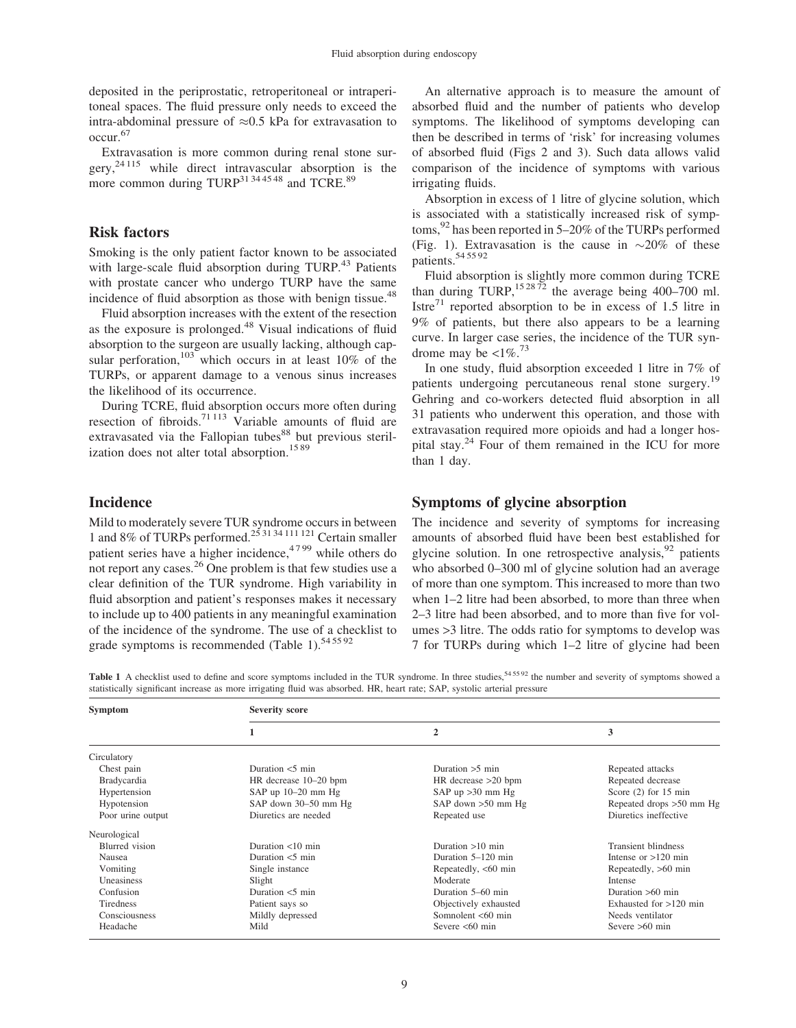deposited in the periprostatic, retroperitoneal or intraperitoneal spaces. The fluid pressure only needs to exceed the intra-abdominal pressure of ≈0.5 kPa for extravasation to occur.[67]

Extravasation is more common during renal stone surgery,[24 115] while direct intravascular absorption is the more common during TURP[31 34 45 48] and TCRE.[89]

## Risk factors

Smoking is the only patient factor known to be associated with large-scale fluid absorption during TURP.[43] Patients with prostate cancer who undergo TURP have the same incidence of fluid absorption as those with benign tissue.[48]

Fluid absorption increases with the extent of the resection as the exposure is prolonged.[48] Visual indications of fluid absorption to the surgeon are usually lacking, although capsular perforation,[103] which occurs in at least 10% of the TURPs, or apparent damage to a venous sinus increases the likelihood of its occurrence.

During TCRE, fluid absorption occurs more often during resection of fibroids.[71 113] Variable amounts of fluid are extravasated via the Fallopian tubes[88] but previous sterilization does not alter total absorption.[15 89]

## Incidence

Mild to moderately severe TUR syndrome occurs in between 1 and 8% of TURPs performed.[25 31 34 111 121] Certain smaller patient series have a higher incidence,[4 7 99] while others do not report any cases.[26] One problem is that few studies use a clear definition of the TUR syndrome. High variability in fluid absorption and patient's responses makes it necessary to include up to 400 patients in any meaningful examination of the incidence of the syndrome. The use of a checklist to grade symptoms is recommended (Table 1).[54 55 92]

An alternative approach is to measure the amount of absorbed fluid and the number of patients who develop symptoms. The likelihood of symptoms developing can then be described in terms of 'risk' for increasing volumes of absorbed fluid (Figs 2 and 3). Such data allows valid comparison of the incidence of symptoms with various irrigating fluids.

Absorption in excess of 1 litre of glycine solution, which is associated with a statistically increased risk of symptoms,[92] has been reported in 5–20% of the TURPs performed (Fig. 1). Extravasation is the cause in ~20% of these patients.[54 55 92]

Fluid absorption is slightly more common during TCRE than during TURP,[15 28 72] the average being 400–700 ml. Istre[71] reported absorption to be in excess of 1.5 litre in 9% of patients, but there also appears to be a learning curve. In larger case series, the incidence of the TUR syndrome may be <1%.[73]

In one study, fluid absorption exceeded 1 litre in 7% of patients undergoing percutaneous renal stone surgery.[19] Gehring and co-workers detected fluid absorption in all 31 patients who underwent this operation, and those with extravasation required more opioids and had a longer hospital stay.[24] Four of them remained in the ICU for more than 1 day.

## Symptoms of glycine absorption

The incidence and severity of symptoms for increasing amounts of absorbed fluid have been best established for glycine solution. In one retrospective analysis,[92] patients who absorbed 0–300 ml of glycine solution had an average of more than one symptom. This increased to more than two when 1–2 litre had been absorbed, to more than three when 2–3 litre had been absorbed, and to more than five for volumes >3 litre. The odds ratio for symptoms to develop was 7 for TURPs during which 1–2 litre of glycine had been

**Table 1** A checklist used to define and score symptoms included in the TUR syndrome. In three studies,[54 55 92] the number and severity of symptoms showed a statistically significant increase as more irrigating fluid was absorbed. HR, heart rate; SAP, systolic arterial pressure

| Symptom | Severity score | | |
|---|---|---|---|
| | 1 | 2 | 3 |
| Circulatory | | | |
| Chest pain | Duration <5 min | Duration >5 min | Repeated attacks |
| Bradycardia | HR decrease 10–20 bpm | HR decrease >20 bpm | Repeated decrease |
| Hypertension | SAP up 10–20 mm Hg | SAP up >30 mm Hg | Score (2) for 15 min |
| Hypotension | SAP down 30–50 mm Hg | SAP down >50 mm Hg | Repeated drops >50 mm Hg |
| Poor urine output | Diuretics are needed | Repeated use | Diuretics ineffective |
| Neurological | | | |
| Blurred vision | Duration <10 min | Duration >10 min | Transient blindness |
| Nausea | Duration <5 min | Duration 5–120 min | Intense or >120 min |
| Vomiting | Single instance | Repeatedly, <60 min | Repeatedly, >60 min |
| Uneasiness | Slight | Moderate | Intense |
| Confusion | Duration <5 min | Duration 5–60 min | Duration >60 min |
| Tiredness | Patient says so | Objectively exhausted | Exhausted for >120 min |
| Consciousness | Mildly depressed | Somnolent <60 min | Needs ventilator |
| Headache | Mild | Severe <60 min | Severe >60 min |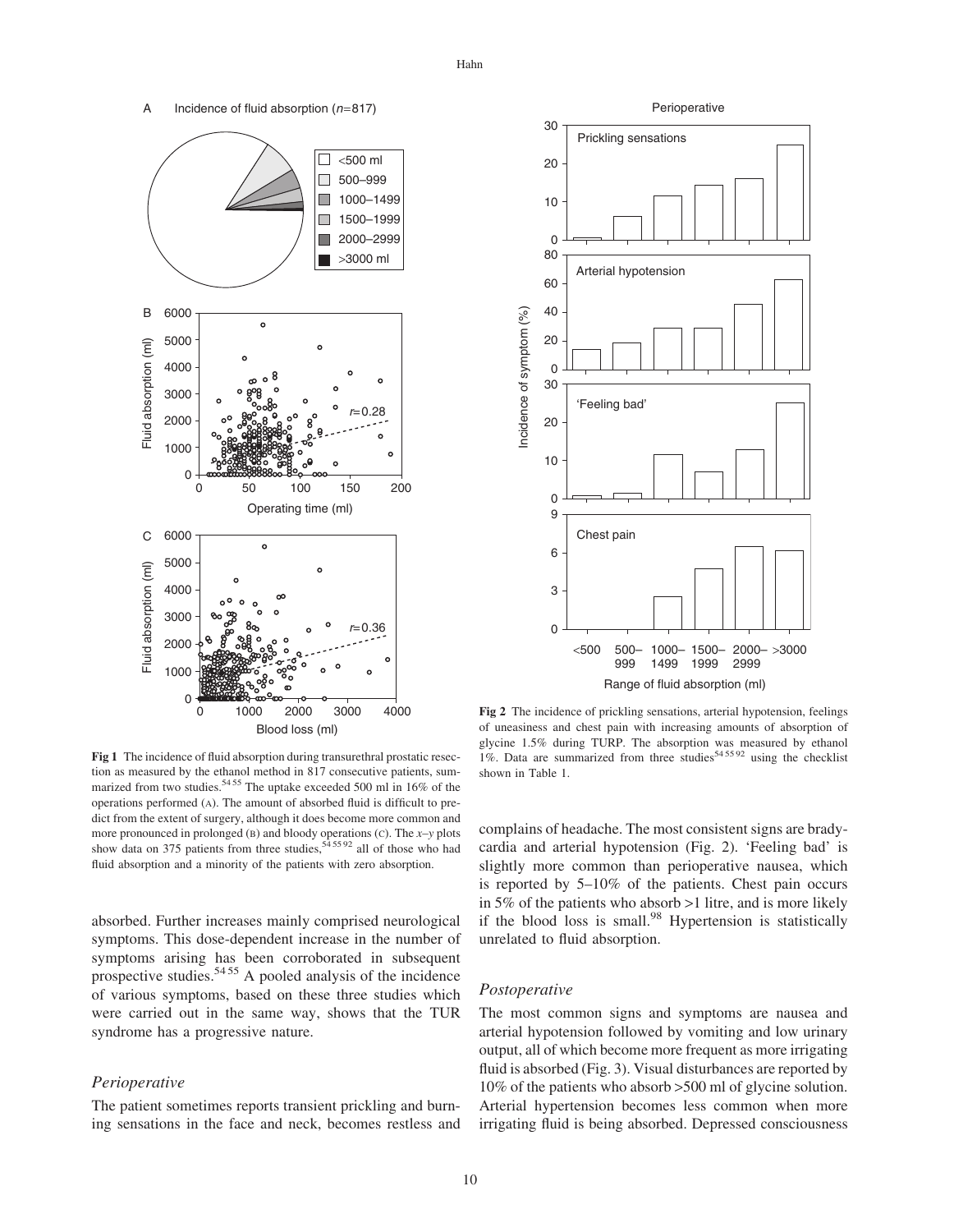**Fig 1** The incidence of fluid absorption during transurethral prostatic resection as measured by the ethanol method in 817 consecutive patients, summarized from two studies.[54 55] The uptake exceeded 500 ml in 16% of the operations performed (A). The amount of absorbed fluid is difficult to predict from the extent of surgery, although it does become more common and more pronounced in prolonged (B) and bloody operations (C). The $x$–$y$ plots show data on 375 patients from three studies,[54 55 92] all of those who had fluid absorption and a minority of the patients with zero absorption.

**Fig 2** The incidence of prickling sensations, arterial hypotension, feelings of uneasiness and chest pain with increasing amounts of absorption of glycine 1.5% during TURP. The absorption was measured by ethanol 1%. Data are summarized from three studies[54 55 92] using the checklist shown in Table 1.

absorbed. Further increases mainly comprised neurological symptoms. This dose-dependent increase in the number of symptoms arising has been corroborated in subsequent prospective studies.[54 55] A pooled analysis of the incidence of various symptoms, based on these three studies which were carried out in the same way, shows that the TUR syndrome has a progressive nature.

### *Perioperative*

The patient sometimes reports transient prickling and burning sensations in the face and neck, becomes restless and complains of headache. The most consistent signs are bradycardia and arterial hypotension (Fig. 2). 'Feeling bad' is slightly more common than perioperative nausea, which is reported by 5–10% of the patients. Chest pain occurs in 5% of the patients who absorb >1 litre, and is more likely if the blood loss is small.[98] Hypertension is statistically unrelated to fluid absorption.

### *Postoperative*

The most common signs and symptoms are nausea and arterial hypotension followed by vomiting and low urinary output, all of which become more frequent as more irrigating fluid is absorbed (Fig. 3). Visual disturbances are reported by 10% of the patients who absorb >500 ml of glycine solution. Arterial hypertension becomes less common when more irrigating fluid is being absorbed. Depressed consciousness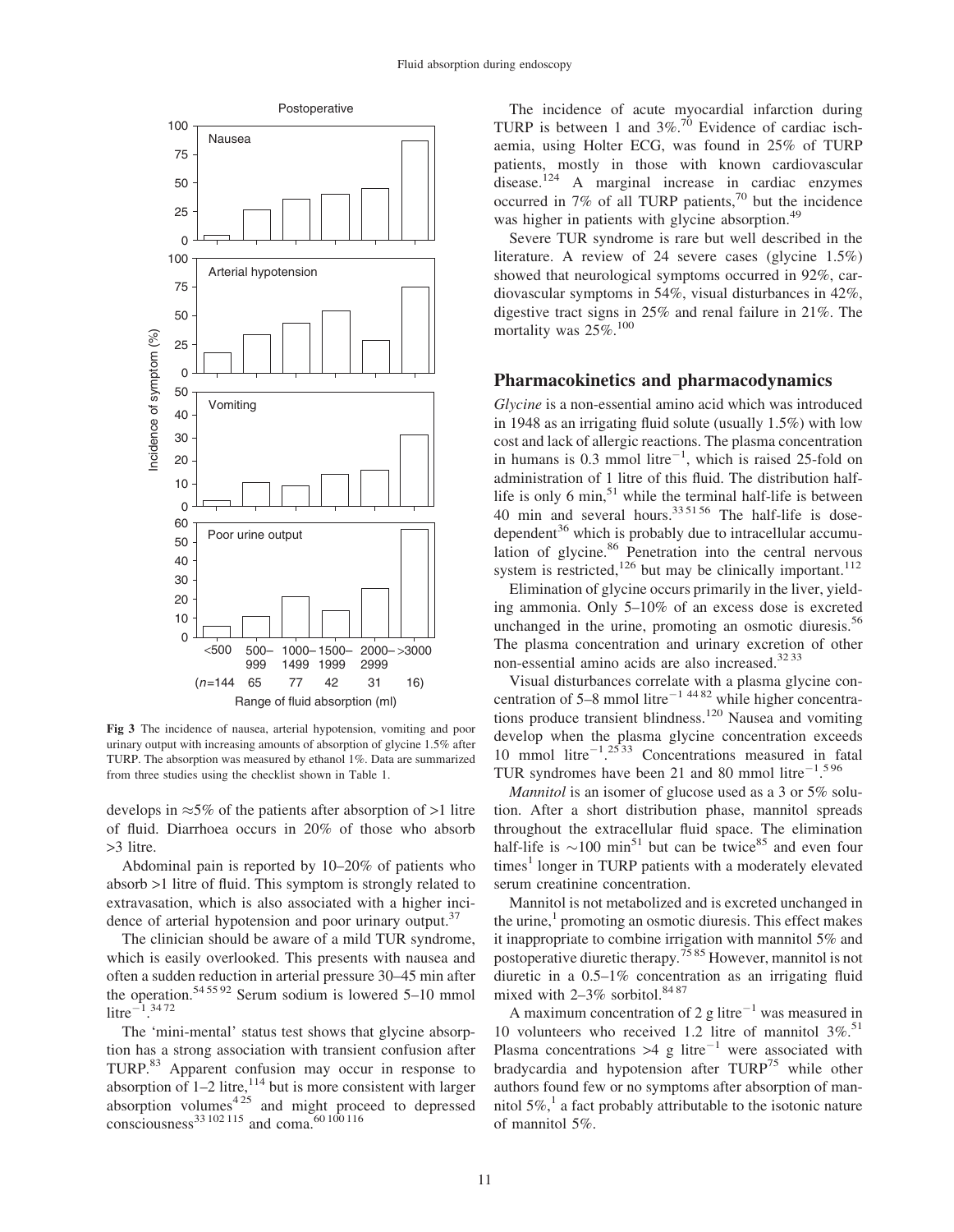Fig 3 The incidence of nausea, arterial hypotension, vomiting and poor urinary output with increasing amounts of absorption of glycine 1.5% after TURP. The absorption was measured by ethanol 1%. Data are summarized from three studies using the checklist shown in Table 1.

develops in ≈5% of the patients after absorption of >1 litre of fluid. Diarrhoea occurs in 20% of those who absorb >3 litre.

Abdominal pain is reported by 10–20% of patients who absorb >1 litre of fluid. This symptom is strongly related to extravasation, which is also associated with a higher incidence of arterial hypotension and poor urinary output.[37]

The clinician should be aware of a mild TUR syndrome, which is easily overlooked. This presents with nausea and often a sudden reduction in arterial pressure 30–45 min after the operation.[54 55 92] Serum sodium is lowered 5–10 mmol litre$^{-1}$.[34 72]

The 'mini-mental' status test shows that glycine absorption has a strong association with transient confusion after TURP.[83] Apparent confusion may occur in response to absorption of 1–2 litre,[114] but is more consistent with larger absorption volumes[4 25] and might proceed to depressed consciousness[33 102 115] and coma.[60 100 116]

The incidence of acute myocardial infarction during TURP is between 1 and 3%.[70] Evidence of cardiac ischaemia, using Holter ECG, was found in 25% of TURP patients, mostly in those with known cardiovascular disease.[124] A marginal increase in cardiac enzymes occurred in 7% of all TURP patients,[70] but the incidence was higher in patients with glycine absorption.[49]

Severe TUR syndrome is rare but well described in the literature. A review of 24 severe cases (glycine 1.5%) showed that neurological symptoms occurred in 92%, cardiovascular symptoms in 54%, visual disturbances in 42%, digestive tract signs in 25% and renal failure in 21%. The mortality was 25%.[100]

## Pharmacokinetics and pharmacodynamics

*Glycine* is a non-essential amino acid which was introduced in 1948 as an irrigating fluid solute (usually 1.5%) with low cost and lack of allergic reactions. The plasma concentration in humans is 0.3 mmol litre$^{-1}$, which is raised 25-fold on administration of 1 litre of this fluid. The distribution half-life is only 6 min,[51] while the terminal half-life is between 40 min and several hours.[33 51 56] The half-life is dose-dependent[36] which is probably due to intracellular accumulation of glycine.[86] Penetration into the central nervous system is restricted,[126] but may be clinically important.[112]

Elimination of glycine occurs primarily in the liver, yielding ammonia. Only 5–10% of an excess dose is excreted unchanged in the urine, promoting an osmotic diuresis.[56] The plasma concentration and urinary excretion of other non-essential amino acids are also increased.[32 33]

Visual disturbances correlate with a plasma glycine concentration of 5–8 mmol litre$^{-1}$[44 82] while higher concentrations produce transient blindness.[120] Nausea and vomiting develop when the plasma glycine concentration exceeds 10 mmol litre$^{-1}$.[25 33] Concentrations measured in fatal TUR syndromes have been 21 and 80 mmol litre$^{-1}$.[5 96]

*Mannitol* is an isomer of glucose used as a 3 or 5% solution. After a short distribution phase, mannitol spreads throughout the extracellular fluid space. The elimination half-life is ∼100 min[51] but can be twice[85] and even four times[1] longer in TURP patients with a moderately elevated serum creatinine concentration.

Mannitol is not metabolized and is excreted unchanged in the urine,[1] promoting an osmotic diuresis. This effect makes it inappropriate to combine irrigation with mannitol 5% and postoperative diuretic therapy.[75 85] However, mannitol is not diuretic in a 0.5–1% concentration as an irrigating fluid mixed with 2–3% sorbitol.[84 87]

A maximum concentration of 2 g litre$^{-1}$ was measured in 10 volunteers who received 1.2 litre of mannitol 3%.[51] Plasma concentrations >4 g litre$^{-1}$ were associated with bradycardia and hypotension after TURP[75] while other authors found few or no symptoms after absorption of mannitol 5%,[1] a fact probably attributable to the isotonic nature of mannitol 5%.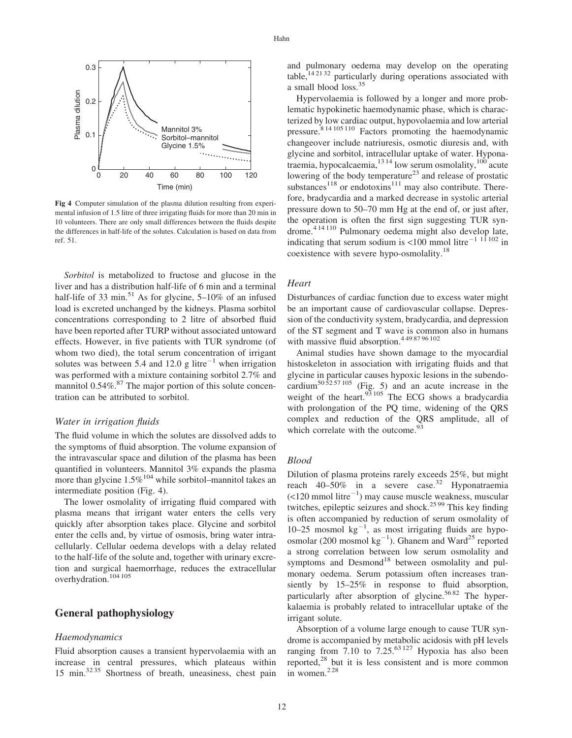Fig 4 Computer simulation of the plasma dilution resulting from experimental infusion of 1.5 litre of three irrigating fluids for more than 20 min in 10 volunteers. There are only small differences between the fluids despite the differences in half-life of the solutes. Calculation is based on data from ref. 51.

*Sorbitol* is metabolized to fructose and glucose in the liver and has a distribution half-life of 6 min and a terminal half-life of 33 min.[51] As for glycine, 5–10% of an infused load is excreted unchanged by the kidneys. Plasma sorbitol concentrations corresponding to 2 litre of absorbed fluid have been reported after TURP without associated untoward effects. However, in five patients with TUR syndrome (of whom two died), the total serum concentration of irrigant solutes was between 5.4 and 12.0 g litre$^{-1}$ when irrigation was performed with a mixture containing sorbitol 2.7% and mannitol 0.54%.[87] The major portion of this solute concentration can be attributed to sorbitol.

### Water in irrigation fluids

The fluid volume in which the solutes are dissolved adds to the symptoms of fluid absorption. The volume expansion of the intravascular space and dilution of the plasma has been quantified in volunteers. Mannitol 3% expands the plasma more than glycine 1.5%[104] while sorbitol–mannitol takes an intermediate position (Fig. 4).

The lower osmolality of irrigating fluid compared with plasma means that irrigant water enters the cells very quickly after absorption takes place. Glycine and sorbitol enter the cells and, by virtue of osmosis, bring water intracellularly. Cellular oedema develops with a delay related to the half-life of the solute and, together with urinary excretion and surgical haemorrhage, reduces the extracellular overhydration.[104 105]

## General pathophysiology

### Haemodynamics

Fluid absorption causes a transient hypervolaemia with an increase in central pressures, which plateaus within 15 min.[32 35] Shortness of breath, uneasiness, chest pain and pulmonary oedema may develop on the operating table,[14 21 32] particularly during operations associated with a small blood loss.[35]

Hypervolaemia is followed by a longer and more problematic hypokinetic haemodynamic phase, which is characterized by low cardiac output, hypovolaemia and low arterial pressure.[8 14 105 110] Factors promoting the haemodynamic changeover include natriuresis, osmotic diuresis and, with glycine and sorbitol, intracellular uptake of water. Hyponatraemia, hypocalcaemia,[13 14] low serum osmolality,[100] acute lowering of the body temperature[23] and release of prostatic substances[118] or endotoxins[111] may also contribute. Therefore, bradycardia and a marked decrease in systolic arterial pressure down to 50–70 mm Hg at the end of, or just after, the operation is often the first sign suggesting TUR syndrome.[4 14 110] Pulmonary oedema might also develop late, indicating that serum sodium is <100 mmol litre$^{-1}$ [11 102] in coexistence with severe hypo-osmolality.[18]

### Heart

Disturbances of cardiac function due to excess water might be an important cause of cardiovascular collapse. Depression of the conductivity system, bradycardia, and depression of the ST segment and T wave is common also in humans with massive fluid absorption.[4 49 87 96 102]

Animal studies have shown damage to the myocardial histoskeleton in association with irrigating fluids and that glycine in particular causes hypoxic lesions in the subendocardium[50 52 57 105] (Fig. 5) and an acute increase in the weight of the heart.[93 105] The ECG shows a bradycardia with prolongation of the PQ time, widening of the QRS complex and reduction of the QRS amplitude, all of which correlate with the outcome.[93]

### Blood

Dilution of plasma proteins rarely exceeds 25%, but might reach 40–50% in a severe case.[32] Hyponatraemia (<120 mmol litre$^{-1}$) may cause muscle weakness, muscular twitches, epileptic seizures and shock.[25 99] This key finding is often accompanied by reduction of serum osmolality of 10–25 mosmol kg$^{-1}$, as most irrigating fluids are hypo-osmolar (200 mosmol kg$^{-1}$). Ghanem and Ward[25] reported a strong correlation between low serum osmolality and symptoms and Desmond[18] between osmolality and pulmonary oedema. Serum potassium often increases transiently by 15–25% in response to fluid absorption, particularly after absorption of glycine.[56 82] The hyperkalaemia is probably related to intracellular uptake of the irrigant solute.

Absorption of a volume large enough to cause TUR syndrome is accompanied by metabolic acidosis with pH levels ranging from 7.10 to 7.25.[63 127] Hypoxia has also been reported,[28] but it is less consistent and is more common in women.[2 28]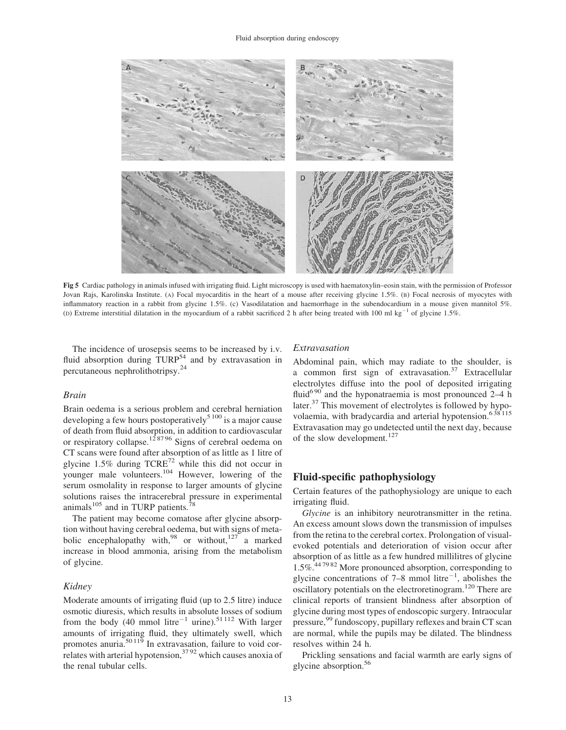Fig 5 Cardiac pathology in animals infused with irrigating fluid. Light microscopy is used with haematoxylin–eosin stain, with the permission of Professor Jovan Rajs, Karolinska Institute. (A) Focal myocarditis in the heart of a mouse after receiving glycine 1.5%. (B) Focal necrosis of myocytes with inflammatory reaction in a rabbit from glycine 1.5%. (C) Vasodilatation and haemorrhage in the subendocardium in a mouse given mannitol 5%. (D) Extreme interstitial dilatation in the myocardium of a rabbit sacrificed 2 h after being treated with 100 ml $kg^{-1}$ of glycine 1.5%.

The incidence of urosepsis seems to be increased by i.v. fluid absorption during TURP[54] and by extravasation in percutaneous nephrolithotripsy.[24]

### Brain

Brain oedema is a serious problem and cerebral herniation developing a few hours postoperatively[5 100] is a major cause of death from fluid absorption, in addition to cardiovascular or respiratory collapse.[12 87 96] Signs of cerebral oedema on CT scans were found after absorption of as little as 1 litre of glycine 1.5% during TCRE[72] while this did not occur in younger male volunteers.[104] However, lowering of the serum osmolality in response to larger amounts of glycine solutions raises the intracerebral pressure in experimental animals[105] and in TURP patients.[78]

The patient may become comatose after glycine absorption without having cerebral oedema, but with signs of metabolic encephalopathy with,[98] or without,[127] a marked increase in blood ammonia, arising from the metabolism of glycine.

### Kidney

Moderate amounts of irrigating fluid (up to 2.5 litre) induce osmotic diuresis, which results in absolute losses of sodium from the body (40 mmol $litre^{-1}$ urine).[51 112] With larger amounts of irrigating fluid, they ultimately swell, which promotes anuria.[50 119] In extravasation, failure to void correlates with arterial hypotension,[37 92] which causes anoxia of the renal tubular cells.

### Extravasation

Abdominal pain, which may radiate to the shoulder, is a common first sign of extravasation.[37] Extracellular electrolytes diffuse into the pool of deposited irrigating fluid[6 90] and the hyponatraemia is most pronounced 2–4 h later.[37] This movement of electrolytes is followed by hypovolaemia, with bradycardia and arterial hypotension.[6 38 115] Extravasation may go undetected until the next day, because of the slow development.[127]

## Fluid-specific pathophysiology

Certain features of the pathophysiology are unique to each irrigating fluid.

*Glycine* is an inhibitory neurotransmitter in the retina. An excess amount slows down the transmission of impulses from the retina to the cerebral cortex. Prolongation of visual-evoked potentials and deterioration of vision occur after absorption of as little as a few hundred millilitres of glycine 1.5%.[44 79 82] More pronounced absorption, corresponding to glycine concentrations of 7–8 mmol $litre^{-1}$, abolishes the oscillatory potentials on the electroretinogram.[120] There are clinical reports of transient blindness after absorption of glycine during most types of endoscopic surgery. Intraocular pressure,[99] fundoscopy, pupillary reflexes and brain CT scan are normal, while the pupils may be dilated. The blindness resolves within 24 h.

Prickling sensations and facial warmth are early signs of glycine absorption.[56]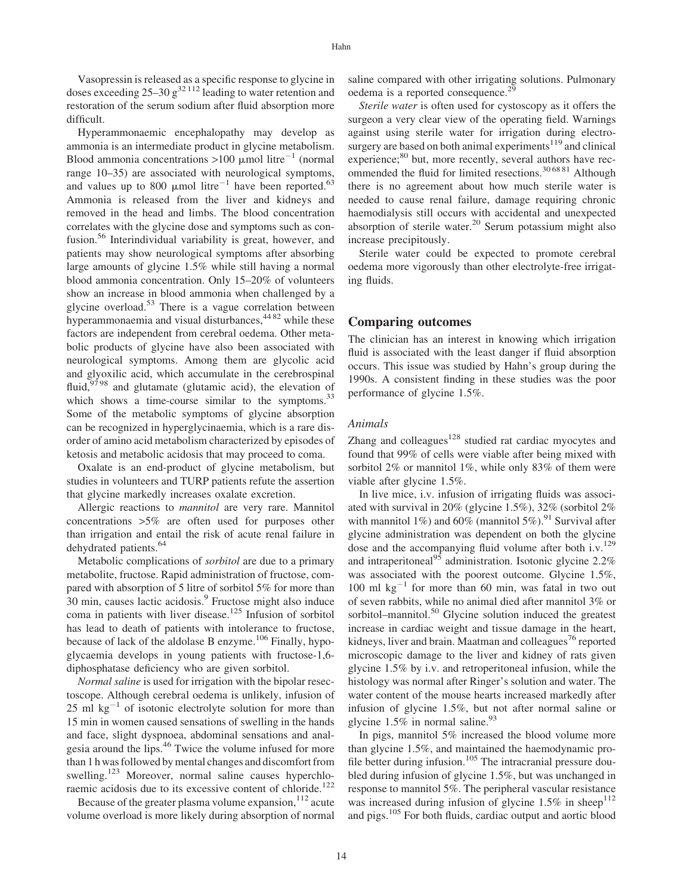Vasopressin is released as a specific response to glycine in doses exceeding 25–30 g[32 112] leading to water retention and restoration of the serum sodium after fluid absorption more difficult.

Hyperammonaemic encephalopathy may develop as ammonia is an intermediate product in glycine metabolism. Blood ammonia concentrations >100 μmol litre$^{-1}$ (normal range 10–35) are associated with neurological symptoms, and values up to 800 μmol litre$^{-1}$ have been reported.[63] Ammonia is released from the liver and kidneys and removed in the head and limbs. The blood concentration correlates with the glycine dose and symptoms such as confusion.[56] Interindividual variability is great, however, and patients may show neurological symptoms after absorbing large amounts of glycine 1.5% while still having a normal blood ammonia concentration. Only 15–20% of volunteers show an increase in blood ammonia when challenged by a glycine overload.[53] There is a vague correlation between hyperammonaemia and visual disturbances,[44 82] while these factors are independent from cerebral oedema. Other metabolic products of glycine have also been associated with neurological symptoms. Among them are glycolic acid and glyoxilic acid, which accumulate in the cerebrospinal fluid,[97 98] and glutamate (glutamic acid), the elevation of which shows a time-course similar to the symptoms.[33] Some of the metabolic symptoms of glycine absorption can be recognized in hyperglycinaemia, which is a rare disorder of amino acid metabolism characterized by episodes of ketosis and metabolic acidosis that may proceed to coma.

Oxalate is an end-product of glycine metabolism, but studies in volunteers and TURP patients refute the assertion that glycine markedly increases oxalate excretion.

Allergic reactions to *mannitol* are very rare. Mannitol concentrations >5% are often used for purposes other than irrigation and entail the risk of acute renal failure in dehydrated patients.[64]

Metabolic complications of *sorbitol* are due to a primary metabolite, fructose. Rapid administration of fructose, compared with absorption of 5 litre of sorbitol 5% for more than 30 min, causes lactic acidosis.[9] Fructose might also induce coma in patients with liver disease.[125] Infusion of sorbitol has lead to death of patients with intolerance to fructose, because of lack of the aldolase B enzyme.[106] Finally, hypoglycaemia develops in young patients with fructose-1,6-diphosphatase deficiency who are given sorbitol.

*Normal saline* is used for irrigation with the bipolar resectoscope. Although cerebral oedema is unlikely, infusion of 25 ml kg$^{-1}$ of isotonic electrolyte solution for more than 15 min in women caused sensations of swelling in the hands and face, slight dyspnoea, abdominal sensations and analgesia around the lips.[46] Twice the volume infused for more than 1 h was followed by mental changes and discomfort from swelling.[123] Moreover, normal saline causes hyperchloraemic acidosis due to its excessive content of chloride.[122]

Because of the greater plasma volume expansion,[112] acute volume overload is more likely during absorption of normal saline compared with other irrigating solutions. Pulmonary oedema is a reported consequence.[29]

*Sterile water* is often used for cystoscopy as it offers the surgeon a very clear view of the operating field. Warnings against using sterile water for irrigation during electrosurgery are based on both animal experiments[119] and clinical experience;[80] but, more recently, several authors have recommended the fluid for limited resections.[30 68 81] Although there is no agreement about how much sterile water is needed to cause renal failure, damage requiring chronic haemodialysis still occurs with accidental and unexpected absorption of sterile water.[20] Serum potassium might also increase precipitously.

Sterile water could be expected to promote cerebral oedema more vigorously than other electrolyte-free irrigating fluids.

## Comparing outcomes

The clinician has an interest in knowing which irrigation fluid is associated with the least danger if fluid absorption occurs. This issue was studied by Hahn's group during the 1990s. A consistent finding in these studies was the poor performance of glycine 1.5%.

### *Animals*

Zhang and colleagues[128] studied rat cardiac myocytes and found that 99% of cells were viable after being mixed with sorbitol 2% or mannitol 1%, while only 83% of them were viable after glycine 1.5%.

In live mice, i.v. infusion of irrigating fluids was associated with survival in 20% (glycine 1.5%), 32% (sorbitol 2% with mannitol 1%) and 60% (mannitol 5%).[91] Survival after glycine administration was dependent on both the glycine dose and the accompanying fluid volume after both i.v.[129] and intraperitoneal[95] administration. Isotonic glycine 2.2% was associated with the poorest outcome. Glycine 1.5%, 100 ml kg$^{-1}$ for more than 60 min, was fatal in two out of seven rabbits, while no animal died after mannitol 3% or sorbitol–mannitol.[50] Glycine solution induced the greatest increase in cardiac weight and tissue damage in the heart, kidneys, liver and brain. Maatman and colleagues[76] reported microscopic damage to the liver and kidney of rats given glycine 1.5% by i.v. and retroperitoneal infusion, while the histology was normal after Ringer's solution and water. The water content of the mouse hearts increased markedly after infusion of glycine 1.5%, but not after normal saline or glycine 1.5% in normal saline.[93]

In pigs, mannitol 5% increased the blood volume more than glycine 1.5%, and maintained the haemodynamic profile better during infusion.[105] The intracranial pressure doubled during infusion of glycine 1.5%, but was unchanged in response to mannitol 5%. The peripheral vascular resistance was increased during infusion of glycine 1.5% in sheep[112] and pigs.[105] For both fluids, cardiac output and aortic blood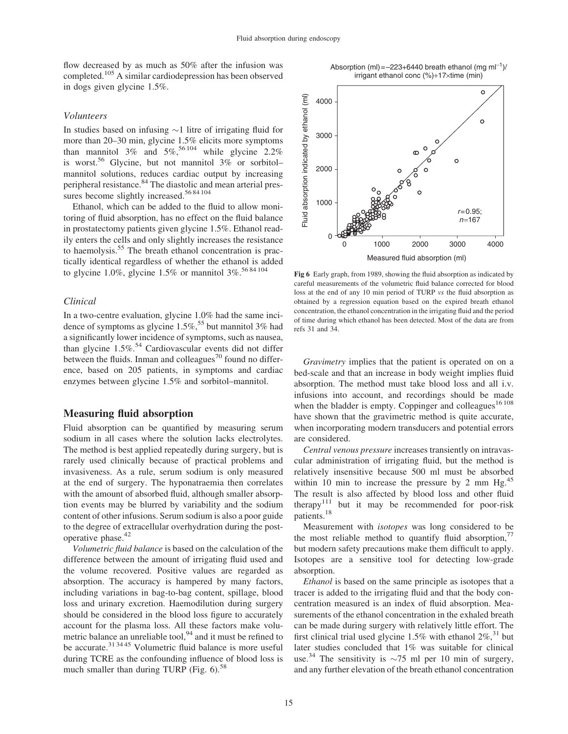flow decreased by as much as 50% after the infusion was completed.[105] A similar cardiodepression has been observed in dogs given glycine 1.5%.

### Volunteers

In studies based on infusing ∼1 litre of irrigating fluid for more than 20–30 min, glycine 1.5% elicits more symptoms than mannitol 3% and 5%,[56,104] while glycine 2.2% is worst.[56] Glycine, but not mannitol 3% or sorbitol–mannitol solutions, reduces cardiac output by increasing peripheral resistance.[84] The diastolic and mean arterial pressures become slightly increased.[56,84,104]

Ethanol, which can be added to the fluid to allow monitoring of fluid absorption, has no effect on the fluid balance in prostatectomy patients given glycine 1.5%. Ethanol readily enters the cells and only slightly increases the resistance to haemolysis.[55] The breath ethanol concentration is practically identical regardless of whether the ethanol is added to glycine 1.0%, glycine 1.5% or mannitol 3%.[56,84,104]

### Clinical

In a two-centre evaluation, glycine 1.0% had the same incidence of symptoms as glycine 1.5%,[55] but mannitol 3% had a significantly lower incidence of symptoms, such as nausea, than glycine 1.5%.[54] Cardiovascular events did not differ between the fluids. Inman and colleagues[70] found no difference, based on 205 patients, in symptoms and cardiac enzymes between glycine 1.5% and sorbitol–mannitol.

## Measuring fluid absorption

Fluid absorption can be quantified by measuring serum sodium in all cases where the solution lacks electrolytes. The method is best applied repeatedly during surgery, but is rarely used clinically because of practical problems and invasiveness. As a rule, serum sodium is only measured at the end of surgery. The hyponatraemia then correlates with the amount of absorbed fluid, although smaller absorption events may be blurred by variability and the sodium content of other infusions. Serum sodium is also a poor guide to the degree of extracellular overhydration during the postoperative phase.[42]

*Volumetric fluid balance* is based on the calculation of the difference between the amount of irrigating fluid used and the volume recovered. Positive values are regarded as absorption. The accuracy is hampered by many factors, including variations in bag-to-bag content, spillage, blood loss and urinary excretion. Haemodilution during surgery should be considered in the blood loss figure to accurately account for the plasma loss. All these factors make volumetric balance an unreliable tool,[94] and it must be refined to be accurate.[31,34,45] Volumetric fluid balance is more useful during TCRE as the confounding influence of blood loss is much smaller than during TURP (Fig. 6).[58]

Absorption (ml) = −223 + 6440 breath ethanol (mg ml$^{-1}$)/irrigant ethanol conc (%) + 17 × time (min)

**Fig 6** Early graph, from 1989, showing the fluid absorption as indicated by careful measurements of the volumetric fluid balance corrected for blood loss at the end of any 10 min period of TURP *vs* the fluid absorption as obtained by a regression equation based on the expired breath ethanol concentration, the ethanol concentration in the irrigating fluid and the period of time during which ethanol has been detected. Most of the data are from refs 31 and 34.

*Gravimetry* implies that the patient is operated on on a bed-scale and that an increase in body weight implies fluid absorption. The method must take blood loss and all i.v. infusions into account, and recordings should be made when the bladder is empty. Coppinger and colleagues[16,108] have shown that the gravimetric method is quite accurate, when incorporating modern transducers and potential errors are considered.

*Central venous pressure* increases transiently on intravascular administration of irrigating fluid, but the method is relatively insensitive because 500 ml must be absorbed within 10 min to increase the pressure by 2 mm Hg.[45] The result is also affected by blood loss and other fluid therapy[111] but it may be recommended for poor-risk patients.[18]

Measurement with *isotopes* was long considered to be the most reliable method to quantify fluid absorption,[77] but modern safety precautions make them difficult to apply. Isotopes are a sensitive tool for detecting low-grade absorption.

*Ethanol* is based on the same principle as isotopes that a tracer is added to the irrigating fluid and that the body concentration measured is an index of fluid absorption. Measurements of the ethanol concentration in the exhaled breath can be made during surgery with relatively little effort. The first clinical trial used glycine 1.5% with ethanol 2%,[31] but later studies concluded that 1% was suitable for clinical use.[34] The sensitivity is ∼75 ml per 10 min of surgery, and any further elevation of the breath ethanol concentration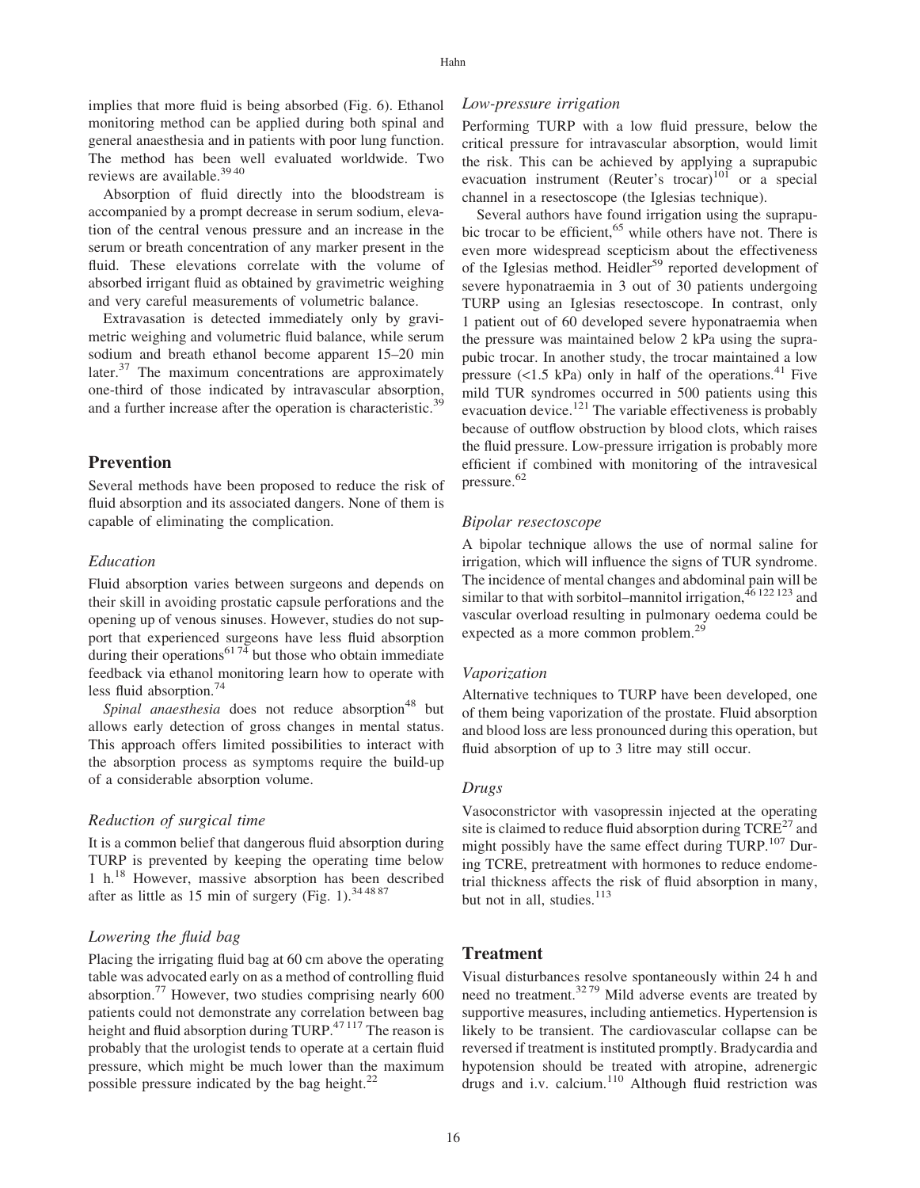implies that more fluid is being absorbed (Fig. 6). Ethanol monitoring method can be applied during both spinal and general anaesthesia and in patients with poor lung function. The method has been well evaluated worldwide. Two reviews are available.[39 40]

Absorption of fluid directly into the bloodstream is accompanied by a prompt decrease in serum sodium, elevation of the central venous pressure and an increase in the serum or breath concentration of any marker present in the fluid. These elevations correlate with the volume of absorbed irrigant fluid as obtained by gravimetric weighing and very careful measurements of volumetric balance.

Extravasation is detected immediately only by gravimetric weighing and volumetric fluid balance, while serum sodium and breath ethanol become apparent 15–20 min later.[37] The maximum concentrations are approximately one-third of those indicated by intravascular absorption, and a further increase after the operation is characteristic.[39]

## Prevention

Several methods have been proposed to reduce the risk of fluid absorption and its associated dangers. None of them is capable of eliminating the complication.

### *Education*

Fluid absorption varies between surgeons and depends on their skill in avoiding prostatic capsule perforations and the opening up of venous sinuses. However, studies do not support that experienced surgeons have less fluid absorption during their operations[61 74] but those who obtain immediate feedback via ethanol monitoring learn how to operate with less fluid absorption.[74]

*Spinal anaesthesia* does not reduce absorption[48] but allows early detection of gross changes in mental status. This approach offers limited possibilities to interact with the absorption process as symptoms require the build-up of a considerable absorption volume.

### *Reduction of surgical time*

It is a common belief that dangerous fluid absorption during TURP is prevented by keeping the operating time below 1 h.[18] However, massive absorption has been described after as little as 15 min of surgery (Fig. 1).[34 48 87]

### *Lowering the fluid bag*

Placing the irrigating fluid bag at 60 cm above the operating table was advocated early on as a method of controlling fluid absorption.[77] However, two studies comprising nearly 600 patients could not demonstrate any correlation between bag height and fluid absorption during TURP.[47 117] The reason is probably that the urologist tends to operate at a certain fluid pressure, which might be much lower than the maximum possible pressure indicated by the bag height.[22]

### *Low-pressure irrigation*

Performing TURP with a low fluid pressure, below the critical pressure for intravascular absorption, would limit the risk. This can be achieved by applying a suprapubic evacuation instrument (Reuter's trocar)[101] or a special channel in a resectoscope (the Iglesias technique).

Several authors have found irrigation using the suprapubic trocar to be efficient,[65] while others have not. There is even more widespread scepticism about the effectiveness of the Iglesias method. Heidler[59] reported development of severe hyponatraemia in 3 out of 30 patients undergoing TURP using an Iglesias resectoscope. In contrast, only 1 patient out of 60 developed severe hyponatraemia when the pressure was maintained below 2 kPa using the suprapubic trocar. In another study, the trocar maintained a low pressure (<1.5 kPa) only in half of the operations.[41] Five mild TUR syndromes occurred in 500 patients using this evacuation device.[121] The variable effectiveness is probably because of outflow obstruction by blood clots, which raises the fluid pressure. Low-pressure irrigation is probably more efficient if combined with monitoring of the intravesical pressure.[62]

### *Bipolar resectoscope*

A bipolar technique allows the use of normal saline for irrigation, which will influence the signs of TUR syndrome. The incidence of mental changes and abdominal pain will be similar to that with sorbitol–mannitol irrigation,[46 122 123] and vascular overload resulting in pulmonary oedema could be expected as a more common problem.[29]

### *Vaporization*

Alternative techniques to TURP have been developed, one of them being vaporization of the prostate. Fluid absorption and blood loss are less pronounced during this operation, but fluid absorption of up to 3 litre may still occur.

### *Drugs*

Vasoconstrictor with vasopressin injected at the operating site is claimed to reduce fluid absorption during TCRE[27] and might possibly have the same effect during TURP.[107] During TCRE, pretreatment with hormones to reduce endometrial thickness affects the risk of fluid absorption in many, but not in all, studies.[113]

## Treatment

Visual disturbances resolve spontaneously within 24 h and need no treatment.[32 79] Mild adverse events are treated by supportive measures, including antiemetics. Hypertension is likely to be transient. The cardiovascular collapse can be reversed if treatment is instituted promptly. Bradycardia and hypotension should be treated with atropine, adrenergic drugs and i.v. calcium.[110] Although fluid restriction was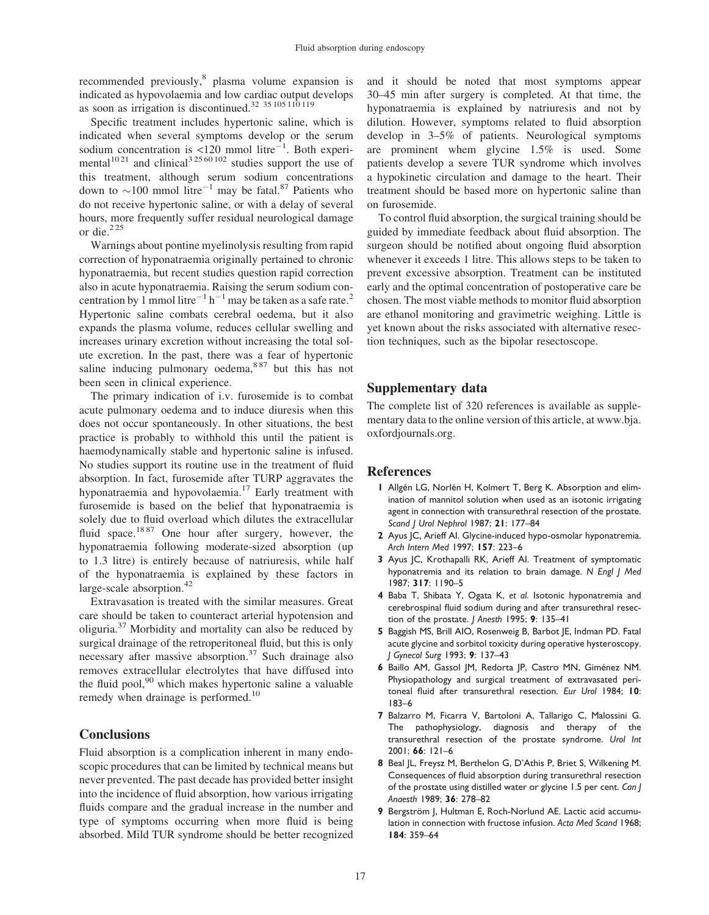recommended previously,[8] plasma volume expansion is indicated as hypovolaemia and low cardiac output develops as soon as irrigation is discontinued.[32 35 105 110 119]

Specific treatment includes hypertonic saline, which is indicated when several symptoms develop or the serum sodium concentration is <120 mmol litre$^{-1}$. Both experimental[10 21] and clinical[3 25 60 102] studies support the use of this treatment, although serum sodium concentrations down to ~100 mmol litre$^{-1}$ may be fatal.[87] Patients who do not receive hypertonic saline, or with a delay of several hours, more frequently suffer residual neurological damage or die.[2 25]

Warnings about pontine myelinolysis resulting from rapid correction of hyponatraemia originally pertained to chronic hyponatraemia, but recent studies question rapid correction also in acute hyponatraemia. Raising the serum sodium concentration by 1 mmol litre$^{-1}$ h$^{-1}$ may be taken as a safe rate.[2] Hypertonic saline combats cerebral oedema, but it also expands the plasma volume, reduces cellular swelling and increases urinary excretion without increasing the total solute excretion. In the past, there was a fear of hypertonic saline inducing pulmonary oedema,[8 87] but this has not been seen in clinical experience.

The primary indication of i.v. furosemide is to combat acute pulmonary oedema and to induce diuresis when this does not occur spontaneously. In other situations, the best practice is probably to withhold this until the patient is haemodynamically stable and hypertonic saline is infused. No studies support its routine use in the treatment of fluid absorption. In fact, furosemide after TURP aggravates the hyponatraemia and hypovolaemia.[17] Early treatment with furosemide is based on the belief that hyponatraemia is solely due to fluid overload which dilutes the extracellular fluid space.[18 87] One hour after surgery, however, the hyponatraemia following moderate-sized absorption (up to 1.3 litre) is entirely because of natriuresis, while half of the hyponatraemia is explained by these factors in large-scale absorption.[42]

Extravasation is treated with the similar measures. Great care should be taken to counteract arterial hypotension and oliguria.[37] Morbidity and mortality can also be reduced by surgical drainage of the retroperitoneal fluid, but this is only necessary after massive absorption.[37] Such drainage also removes extracellular electrolytes that have diffused into the fluid pool,[90] which makes hypertonic saline a valuable remedy when drainage is performed.[10]

## Conclusions

Fluid absorption is a complication inherent in many endoscopic procedures that can be limited by technical means but never prevented. The past decade has provided better insight into the incidence of fluid absorption, how various irrigating fluids compare and the gradual increase in the number and type of symptoms occurring when more fluid is being absorbed. Mild TUR syndrome should be better recognized and it should be noted that most symptoms appear 30–45 min after surgery is completed. At that time, the hyponatraemia is explained by natriuresis and not by dilution. However, symptoms related to fluid absorption develop in 3–5% of patients. Neurological symptoms are prominent whem glycine 1.5% is used. Some patients develop a severe TUR syndrome which involves a hypokinetic circulation and damage to the heart. Their treatment should be based more on hypertonic saline than on furosemide.

To control fluid absorption, the surgical training should be guided by immediate feedback about fluid absorption. The surgeon should be notified about ongoing fluid absorption whenever it exceeds 1 litre. This allows steps to be taken to prevent excessive absorption. Treatment can be instituted early and the optimal concentration of postoperative care be chosen. The most viable methods to monitor fluid absorption are ethanol monitoring and gravimetric weighing. Little is yet known about the risks associated with alternative resection techniques, such as the bipolar resectoscope.

## Supplementary data

The complete list of 320 references is available as supplementary data to the online version of this article, at www.bja.oxfordjournals.org.

## References

1. Allgén LG, Norlén H, Kolmert T, Berg K. Absorption and elimination of mannitol solution when used as an isotonic irrigating agent in connection with transurethral resection of the prostate. *Scand J Urol Nephrol* 1987; **21**: 177–84
2. Ayus JC, Arieff AI. Glycine-induced hypo-osmolar hyponatremia. *Arch Intern Med* 1997; **157**: 223–6
3. Ayus JC, Krothapalli RK, Arieff AI. Treatment of symptomatic hyponatremia and its relation to brain damage. *N Engl J Med* 1987; **317**: 1190–5
4. Baba T, Shibata Y, Ogata K, *et al.* Isotonic hyponatremia and cerebrospinal fluid sodium during and after transurethral resection of the prostate. *J Anesth* 1995; **9**: 135–41
5. Baggish MS, Brill AIO, Rosenweig B, Barbot JE, Indman PD. Fatal acute glycine and sorbitol toxicity during operative hysteroscopy. *J Gynecol Surg* 1993; **9**: 137–43
6. Baillo AM, Gassol JM, Redorta JP, Castro MN, Giménez NM. Physiopathology and surgical treatment of extravasated peritoneal fluid after transurethral resection. *Eur Urol* 1984; **10**: 183–6
7. Balzarro M, Ficarra V, Bartoloni A, Tallarigo C, Malossini G. The pathophysiology, diagnosis and therapy of the transurethral resection of the prostate syndrome. *Urol Int* 2001; **66**: 121–6
8. Beal JL, Freysz M, Berthelon G, D'Athis P, Briet S, Wilkening M. Consequences of fluid absorption during transurethral resection of the prostate using distilled water or glycine 1.5 per cent. *Can J Anaesth* 1989; **36**: 278–82
9. Bergström J, Hultman E, Roch-Norlund AE. Lactic acid accumulation in connection with fructose infusion. *Acta Med Scand* 1968; **184**: 359–64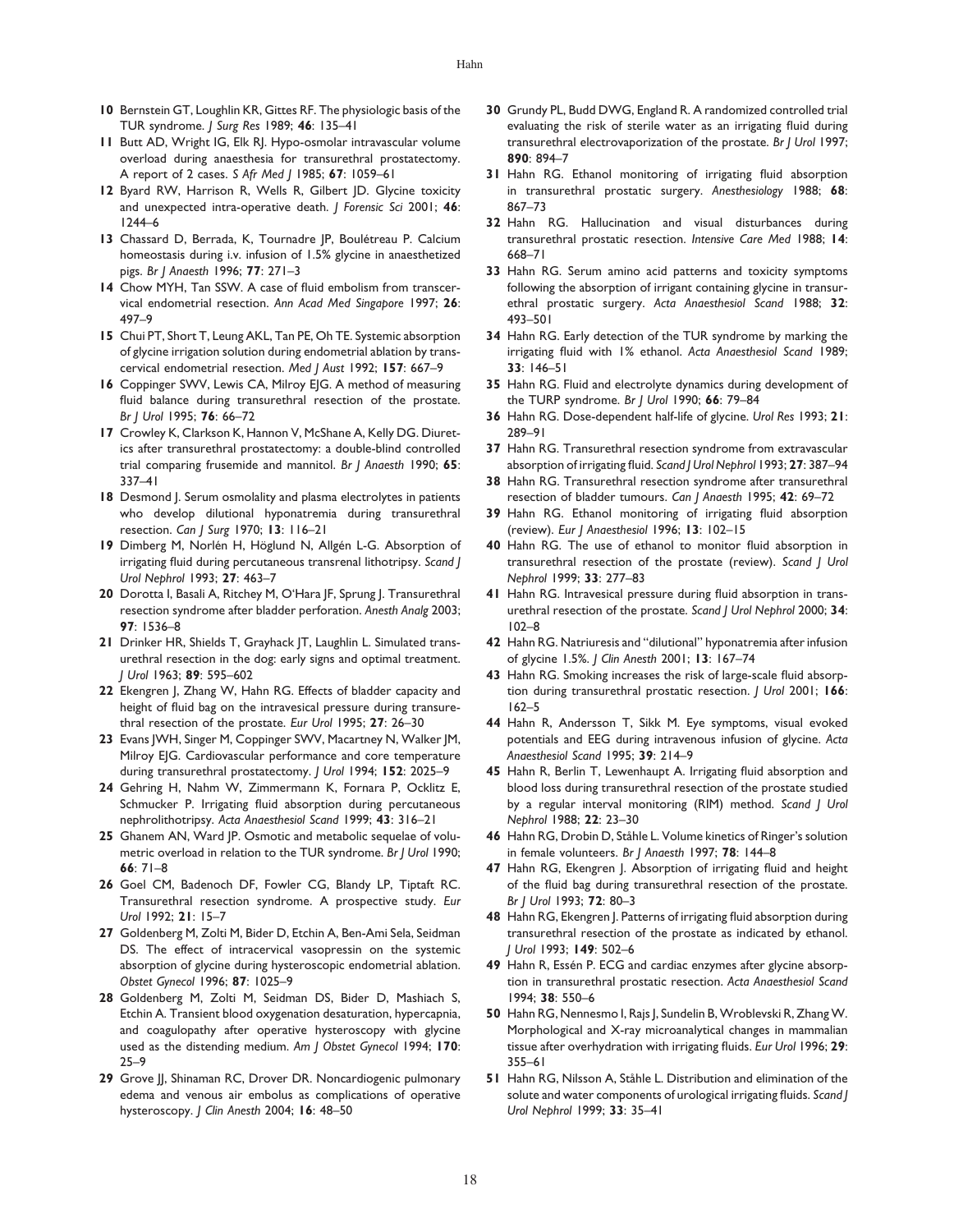10 Bernstein GT, Loughlin KR, Gittes RF. The physiologic basis of the TUR syndrome. *J Surg Res* 1989; **46**: 135–41

11 Butt AD, Wright IG, Elk RJ. Hypo-osmolar intravascular volume overload during anaesthesia for transurethral prostatectomy. A report of 2 cases. *S Afr Med J* 1985; **67**: 1059–61

12 Byard RW, Harrison R, Wells R, Gilbert JD. Glycine toxicity and unexpected intra-operative death. *J Forensic Sci* 2001; **46**: 1244–6

13 Chassard D, Berrada, K, Tournadre JP, Boulétreau P. Calcium homeostasis during i.v. infusion of 1.5% glycine in anaesthetized pigs. *Br J Anaesth* 1996; **77**: 271–3

14 Chow MYH, Tan SSW. A case of fluid embolism from transcervical endometrial resection. *Ann Acad Med Singapore* 1997; **26**: 497–9

15 Chui PT, Short T, Leung AKL, Tan PE, Oh TE. Systemic absorption of glycine irrigation solution during endometrial ablation by transcervical endometrial resection. *Med J Aust* 1992; **157**: 667–9

16 Coppinger SWV, Lewis CA, Milroy EJG. A method of measuring fluid balance during transurethral resection of the prostate. *Br J Urol* 1995; **76**: 66–72

17 Crowley K, Clarkson K, Hannon V, McShane A, Kelly DG. Diuretics after transurethral prostatectomy: a double-blind controlled trial comparing frusemide and mannitol. *Br J Anaesth* 1990; **65**: 337–41

18 Desmond J. Serum osmolality and plasma electrolytes in patients who develop dilutional hyponatremia during transurethral resection. *Can J Surg* 1970; **13**: 116–21

19 Dimberg M, Norlén H, Höglund N, Allgén L-G. Absorption of irrigating fluid during percutaneous transrenal lithotripsy. *Scand J Urol Nephrol* 1993; **27**: 463–7

20 Dorotta I, Basali A, Ritchey M, O'Hara JF, Sprung J. Transurethral resection syndrome after bladder perforation. *Anesth Analg* 2003; **97**: 1536–8

21 Drinker HR, Shields T, Grayhack JT, Laughlin L. Simulated transurethral resection in the dog: early signs and optimal treatment. *J Urol* 1963; **89**: 595–602

22 Ekengren J, Zhang W, Hahn RG. Effects of bladder capacity and height of fluid bag on the intravesical pressure during transurethral resection of the prostate. *Eur Urol* 1995; **27**: 26–30

23 Evans JWH, Singer M, Coppinger SWV, Macartney N, Walker JM, Milroy EJG. Cardiovascular performance and core temperature during transurethral prostatectomy. *J Urol* 1994; **152**: 2025–9

24 Gehring H, Nahm W, Zimmermann K, Fornara P, Ocklitz E, Schmucker P. Irrigating fluid absorption during percutaneous nephrolithotripsy. *Acta Anaesthesiol Scand* 1999; **43**: 316–21

25 Ghanem AN, Ward JP. Osmotic and metabolic sequelae of volumetric overload in relation to the TUR syndrome. *Br J Urol* 1990; **66**: 71–8

26 Goel CM, Badenoch DF, Fowler CG, Blandy LP, Tiptaft RC. Transurethral resection syndrome. A prospective study. *Eur Urol* 1992; **21**: 15–7

27 Goldenberg M, Zolti M, Bider D, Etchin A, Ben-Ami Sela, Seidman DS. The effect of intracervical vasopressin on the systemic absorption of glycine during hysteroscopic endometrial ablation. *Obstet Gynecol* 1996; **87**: 1025–9

28 Goldenberg M, Zolti M, Seidman DS, Bider D, Mashiach S, Etchin A. Transient blood oxygenation desaturation, hypercapnia, and coagulopathy after operative hysteroscopy with glycine used as the distending medium. *Am J Obstet Gynecol* 1994; **170**: 25–9

29 Grove JJ, Shinaman RC, Drover DR. Noncardiogenic pulmonary edema and venous air embolus as complications of operative hysteroscopy. *J Clin Anesth* 2004; **16**: 48–50

30 Grundy PL, Budd DWG, England R. A randomized controlled trial evaluating the risk of sterile water as an irrigating fluid during transurethral electrovaporization of the prostate. *Br J Urol* 1997; **890**: 894–7

31 Hahn RG. Ethanol monitoring of irrigating fluid absorption in transurethral prostatic surgery. *Anesthesiology* 1988; **68**: 867–73

32 Hahn RG. Hallucination and visual disturbances during transurethral prostatic resection. *Intensive Care Med* 1988; **14**: 668–71

33 Hahn RG. Serum amino acid patterns and toxicity symptoms following the absorption of irrigant containing glycine in transurethral prostatic surgery. *Acta Anaesthesiol Scand* 1988; **32**: 493–501

34 Hahn RG. Early detection of the TUR syndrome by marking the irrigating fluid with 1% ethanol. *Acta Anaesthesiol Scand* 1989; **33**: 146–51

35 Hahn RG. Fluid and electrolyte dynamics during development of the TURP syndrome. *Br J Urol* 1990; **66**: 79–84

36 Hahn RG. Dose-dependent half-life of glycine. *Urol Res* 1993; **21**: 289–91

37 Hahn RG. Transurethral resection syndrome from extravascular absorption of irrigating fluid. *Scand J Urol Nephrol* 1993; **27**: 387–94

38 Hahn RG. Transurethral resection syndrome after transurethral resection of bladder tumours. *Can J Anaesth* 1995; **42**: 69–72

39 Hahn RG. Ethanol monitoring of irrigating fluid absorption (review). *Eur J Anaesthesiol* 1996; **13**: 102–15

40 Hahn RG. The use of ethanol to monitor fluid absorption in transurethral resection of the prostate (review). *Scand J Urol Nephrol* 1999; **33**: 277–83

41 Hahn RG. Intravesical pressure during fluid absorption in transurethral resection of the prostate. *Scand J Urol Nephrol* 2000; **34**: 102–8

42 Hahn RG. Natriuresis and "dilutional" hyponatremia after infusion of glycine 1.5%. *J Clin Anesth* 2001; **13**: 167–74

43 Hahn RG. Smoking increases the risk of large-scale fluid absorption during transurethral prostatic resection. *J Urol* 2001; **166**: 162–5

44 Hahn R, Andersson T, Sikk M. Eye symptoms, visual evoked potentials and EEG during intravenous infusion of glycine. *Acta Anaesthesiol Scand* 1995; **39**: 214–9

45 Hahn R, Berlin T, Lewenhaupt A. Irrigating fluid absorption and blood loss during transurethral resection of the prostate studied by a regular interval monitoring (RIM) method. *Scand J Urol Nephrol* 1988; **22**: 23–30

46 Hahn RG, Drobin D, Ståhle L. Volume kinetics of Ringer's solution in female volunteers. *Br J Anaesth* 1997; **78**: 144–8

47 Hahn RG, Ekengren J. Absorption of irrigating fluid and height of the fluid bag during transurethral resection of the prostate. *Br J Urol* 1993; **72**: 80–3

48 Hahn RG, Ekengren J. Patterns of irrigating fluid absorption during transurethral resection of the prostate as indicated by ethanol. *J Urol* 1993; **149**: 502–6

49 Hahn R, Essén P. ECG and cardiac enzymes after glycine absorption in transurethral prostatic resection. *Acta Anaesthesiol Scand* 1994; **38**: 550–6

50 Hahn RG, Nennesmo I, Rajs J, Sundelin B, Wroblevski R, Zhang W. Morphological and X-ray microanalytical changes in mammalian tissue after overhydration with irrigating fluids. *Eur Urol* 1996; **29**: 355–61

51 Hahn RG, Nilsson A, Ståhle L. Distribution and elimination of the solute and water components of urological irrigating fluids. *Scand J Urol Nephrol* 1999; **33**: 35–41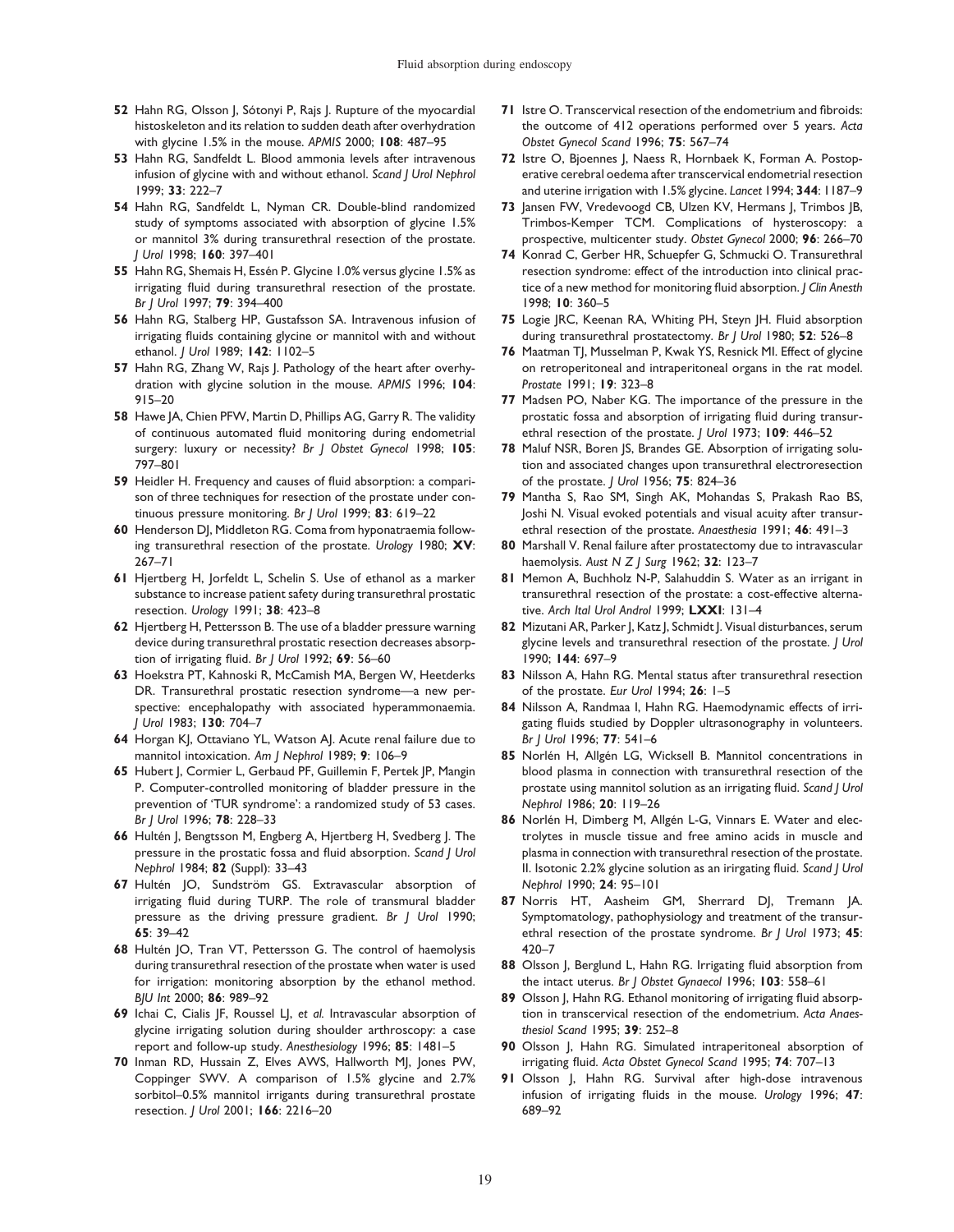52 Hahn RG, Olsson J, Sótonyi P, Rajs J. Rupture of the myocardial histoskeleton and its relation to sudden death after overhydration with glycine 1.5% in the mouse. *APMIS* 2000; **108**: 487–95

53 Hahn RG, Sandfeldt L. Blood ammonia levels after intravenous infusion of glycine with and without ethanol. *Scand J Urol Nephrol* 1999; **33**: 222–7

54 Hahn RG, Sandfeldt L, Nyman CR. Double-blind randomized study of symptoms associated with absorption of glycine 1.5% or mannitol 3% during transurethral resection of the prostate. *J Urol* 1998; **160**: 397–401

55 Hahn RG, Shemais H, Essén P. Glycine 1.0% versus glycine 1.5% as irrigating fluid during transurethral resection of the prostate. *Br J Urol* 1997; **79**: 394–400

56 Hahn RG, Stalberg HP, Gustafsson SA. Intravenous infusion of irrigating fluids containing glycine or mannitol with and without ethanol. *J Urol* 1989; **142**: 1102–5

57 Hahn RG, Zhang W, Rajs J. Pathology of the heart after overhydration with glycine solution in the mouse. *APMIS* 1996; **104**: 915–20

58 Hawe JA, Chien PFW, Martin D, Phillips AG, Garry R. The validity of continuous automated fluid monitoring during endometrial surgery: luxury or necessity? *Br J Obstet Gynecol* 1998; **105**: 797–801

59 Heidler H. Frequency and causes of fluid absorption: a comparison of three techniques for resection of the prostate under continuous pressure monitoring. *Br J Urol* 1999; **83**: 619–22

60 Henderson DJ, Middleton RG. Coma from hyponatraemia following transurethral resection of the prostate. *Urology* 1980; **XV**: 267–71

61 Hjertberg H, Jorfeldt L, Schelin S. Use of ethanol as a marker substance to increase patient safety during transurethral prostatic resection. *Urology* 1991; **38**: 423–8

62 Hjertberg H, Pettersson B. The use of a bladder pressure warning device during transurethral prostatic resection decreases absorption of irrigating fluid. *Br J Urol* 1992; **69**: 56–60

63 Hoekstra PT, Kahnoski R, McCamish MA, Bergen W, Heetderks DR. Transurethral prostatic resection syndrome—a new perspective: encephalopathy with associated hyperammonaemia. *J Urol* 1983; **130**: 704–7

64 Horgan KJ, Ottaviano YL, Watson AJ. Acute renal failure due to mannitol intoxication. *Am J Nephrol* 1989; **9**: 106–9

65 Hubert J, Cormier L, Gerbaud PF, Guillemin F, Pertek JP, Mangin P. Computer-controlled monitoring of bladder pressure in the prevention of 'TUR syndrome': a randomized study of 53 cases. *Br J Urol* 1996; **78**: 228–33

66 Hultén J, Bengtsson M, Engberg A, Hjertberg H, Svedberg J. The pressure in the prostatic fossa and fluid absorption. *Scand J Urol Nephrol* 1984; **82** (Suppl): 33–43

67 Hultén JO, Sundström GS. Extravascular absorption of irrigating fluid during TURP. The role of transmural bladder pressure as the driving pressure gradient. *Br J Urol* 1990; **65**: 39–42

68 Hultén JO, Tran VT, Pettersson G. The control of haemolysis during transurethral resection of the prostate when water is used for irrigation: monitoring absorption by the ethanol method. *BJU Int* 2000; **86**: 989–92

69 Ichai C, Cialis JF, Roussel LJ, *et al.* Intravascular absorption of glycine irrigating solution during shoulder arthroscopy: a case report and follow-up study. *Anesthesiology* 1996; **85**: 1481–5

70 Inman RD, Hussain Z, Elves AWS, Hallworth MJ, Jones PW, Coppinger SWV. A comparison of 1.5% glycine and 2.7% sorbitol–0.5% mannitol irrigants during transurethral prostate resection. *J Urol* 2001; **166**: 2216–20

71 Istre O. Transcervical resection of the endometrium and fibroids: the outcome of 412 operations performed over 5 years. *Acta Obstet Gynecol Scand* 1996; **75**: 567–74

72 Istre O, Bjoennes J, Naess R, Hornbaek K, Forman A. Postoperative cerebral oedema after transcervical endometrial resection and uterine irrigation with 1.5% glycine. *Lancet* 1994; **344**: 1187–9

73 Jansen FW, Vredevoogd CB, Ulzen KV, Hermans J, Trimbos JB, Trimbos-Kemper TCM. Complications of hysteroscopy: a prospective, multicenter study. *Obstet Gynecol* 2000; **96**: 266–70

74 Konrad C, Gerber HR, Schuepfer G, Schmucki O. Transurethral resection syndrome: effect of the introduction into clinical practice of a new method for monitoring fluid absorption. *J Clin Anesth* 1998; **10**: 360–5

75 Logie JRC, Keenan RA, Whiting PH, Steyn JH. Fluid absorption during transurethral prostatectomy. *Br J Urol* 1980; **52**: 526–8

76 Maatman TJ, Musselman P, Kwak YS, Resnick MI. Effect of glycine on retroperitoneal and intraperitoneal organs in the rat model. *Prostate* 1991; **19**: 323–8

77 Madsen PO, Naber KG. The importance of the pressure in the prostatic fossa and absorption of irrigating fluid during transurethral resection of the prostate. *J Urol* 1973; **109**: 446–52

78 Maluf NSR, Boren JS, Brandes GE. Absorption of irrigating solution and associated changes upon transurethral electroresection of the prostate. *J Urol* 1956; **75**: 824–36

79 Mantha S, Rao SM, Singh AK, Mohandas S, Prakash Rao BS, Joshi N. Visual evoked potentials and visual acuity after transurethral resection of the prostate. *Anaesthesia* 1991; **46**: 491–3

80 Marshall V. Renal failure after prostatectomy due to intravascular haemolysis. *Aust N Z J Surg* 1962; **32**: 123–7

81 Memon A, Buchholz N-P, Salahuddin S. Water as an irrigant in transurethral resection of the prostate: a cost-effective alternative. *Arch Ital Urol Androl* 1999; **LXXI**: 131–4

82 Mizutani AR, Parker J, Katz J, Schmidt J. Visual disturbances, serum glycine levels and transurethral resection of the prostate. *J Urol* 1990; **144**: 697–9

83 Nilsson A, Hahn RG. Mental status after transurethral resection of the prostate. *Eur Urol* 1994; **26**: 1–5

84 Nilsson A, Randmaa I, Hahn RG. Haemodynamic effects of irrigating fluids studied by Doppler ultrasonography in volunteers. *Br J Urol* 1996; **77**: 541–6

85 Norlén H, Allgén LG, Wicksell B. Mannitol concentrations in blood plasma in connection with transurethral resection of the prostate using mannitol solution as an irrigating fluid. *Scand J Urol Nephrol* 1986; **20**: 119–26

86 Norlén H, Dimberg M, Allgén L-G, Vinnars E. Water and electrolytes in muscle tissue and free amino acids in muscle and plasma in connection with transurethral resection of the prostate. II. Isotonic 2.2% glycine solution as an irirgating fluid. *Scand J Urol Nephrol* 1990; **24**: 95–101

87 Norris HT, Aasheim GM, Sherrard DJ, Tremann JA. Symptomatology, pathophysiology and treatment of the transurethral resection of the prostate syndrome. *Br J Urol* 1973; **45**: 420–7

88 Olsson J, Berglund L, Hahn RG. Irrigating fluid absorption from the intact uterus. *Br J Obstet Gynaecol* 1996; **103**: 558–61

89 Olsson J, Hahn RG. Ethanol monitoring of irrigating fluid absorption in transcervical resection of the endometrium. *Acta Anaesthesiol Scand* 1995; **39**: 252–8

90 Olsson J, Hahn RG. Simulated intraperitoneal absorption of irrigating fluid. *Acta Obstet Gynecol Scand* 1995; **74**: 707–13

91 Olsson J, Hahn RG. Survival after high-dose intravenous infusion of irrigating fluids in the mouse. *Urology* 1996; **47**: 689–92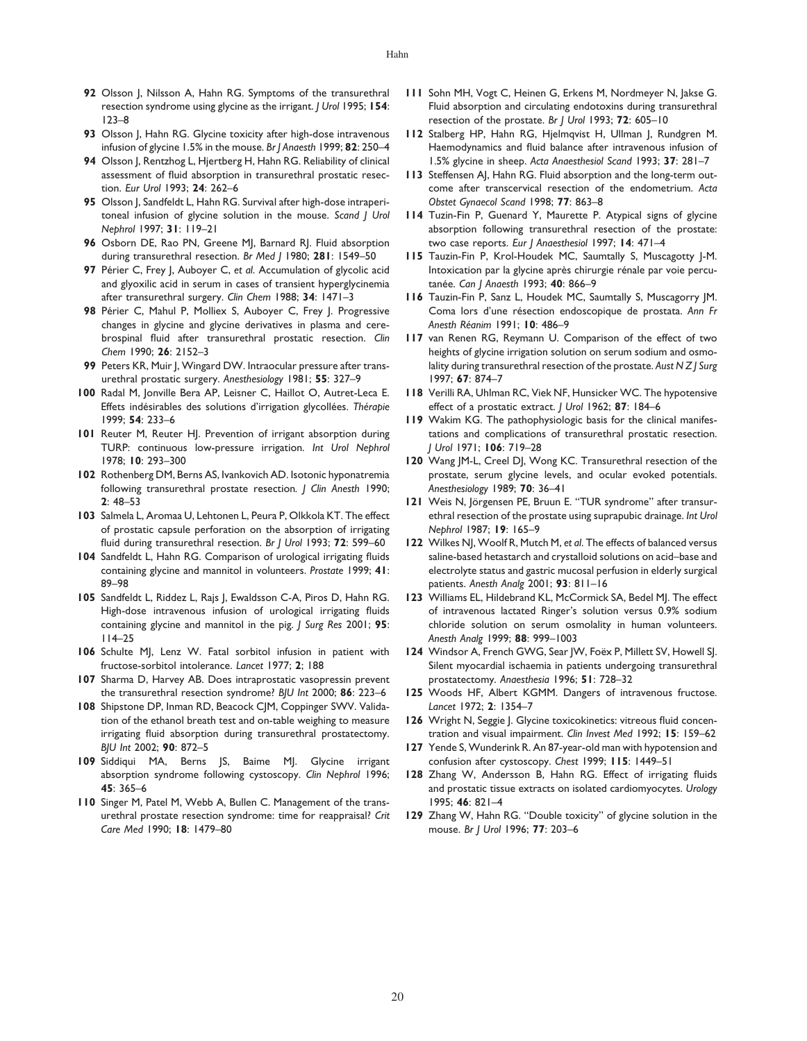**92** Olsson J, Nilsson A, Hahn RG. Symptoms of the transurethral resection syndrome using glycine as the irrigant. *J Urol* 1995; **154**: 123–8

**93** Olsson J, Hahn RG. Glycine toxicity after high-dose intravenous infusion of glycine 1.5% in the mouse. *Br J Anaesth* 1999; **82**: 250–4

**94** Olsson J, Rentzhog L, Hjertberg H, Hahn RG. Reliability of clinical assessment of fluid absorption in transurethral prostatic resection. *Eur Urol* 1993; **24**: 262–6

**95** Olsson J, Sandfeldt L, Hahn RG. Survival after high-dose intraperitoneal infusion of glycine solution in the mouse. *Scand J Urol Nephrol* 1997; **31**: 119–21

**96** Osborn DE, Rao PN, Greene MJ, Barnard RJ. Fluid absorption during transurethral resection. *Br Med J* 1980; **281**: 1549–50

**97** Périer C, Frey J, Auboyer C, *et al.* Accumulation of glycolic acid and glyoxilic acid in serum in cases of transient hyperglycinemia after transurethral surgery. *Clin Chem* 1988; **34**: 1471–3

**98** Périer C, Mahul P, Molliex S, Auboyer C, Frey J. Progressive changes in glycine and glycine derivatives in plasma and cerebrospinal fluid after transurethral prostatic resection. *Clin Chem* 1990; **26**: 2152–3

**99** Peters KR, Muir J, Wingard DW. Intraocular pressure after transurethral prostatic surgery. *Anesthesiology* 1981; **55**: 327–9

**100** Radal M, Jonville Bera AP, Leisner C, Haillot O, Autret-Leca E. Effets indésirables des solutions d'irrigation glycollées. *Thérapie* 1999; **54**: 233–6

**101** Reuter M, Reuter HJ. Prevention of irrigant absorption during TURP: continuous low-pressure irrigation. *Int Urol Nephrol* 1978; **10**: 293–300

**102** Rothenberg DM, Berns AS, Ivankovich AD. Isotonic hyponatremia following transurethral prostate resection. *J Clin Anesth* 1990; **2**: 48–53

**103** Salmela L, Aromaa U, Lehtonen L, Peura P, Olkkola KT. The effect of prostatic capsule perforation on the absorption of irrigating fluid during transurethral resection. *Br J Urol* 1993; **72**: 599–60

**104** Sandfeldt L, Hahn RG. Comparison of urological irrigating fluids containing glycine and mannitol in volunteers. *Prostate* 1999; **41**: 89–98

**105** Sandfeldt L, Riddez L, Rajs J, Ewaldsson C-A, Piros D, Hahn RG. High-dose intravenous infusion of urological irrigating fluids containing glycine and mannitol in the pig. *J Surg Res* 2001; **95**: 114–25

**106** Schulte MJ, Lenz W. Fatal sorbitol infusion in patient with fructose-sorbitol intolerance. *Lancet* 1977; **2**; 188

**107** Sharma D, Harvey AB. Does intraprostatic vasopressin prevent the transurethral resection syndrome? *BJU Int* 2000; **86**: 223–6

**108** Shipstone DP, Inman RD, Beacock CJM, Coppinger SWV. Validation of the ethanol breath test and on-table weighing to measure irrigating fluid absorption during transurethral prostatectomy. *BJU Int* 2002; **90**: 872–5

**109** Siddiqui MA, Berns JS, Baime MJ. Glycine irrigant absorption syndrome following cystoscopy. *Clin Nephrol* 1996; **45**: 365–6

**110** Singer M, Patel M, Webb A, Bullen C. Management of the transurethral prostate resection syndrome: time for reappraisal? *Crit Care Med* 1990; **18**: 1479–80

**111** Sohn MH, Vogt C, Heinen G, Erkens M, Nordmeyer N, Jakse G. Fluid absorption and circulating endotoxins during transurethral resection of the prostate. *Br J Urol* 1993; **72**: 605–10

**112** Stalberg HP, Hahn RG, Hjelmqvist H, Ullman J, Rundgren M. Haemodynamics and fluid balance after intravenous infusion of 1.5% glycine in sheep. *Acta Anaesthesiol Scand* 1993; **37**: 281–7

**113** Steffensen AJ, Hahn RG. Fluid absorption and the long-term outcome after transcervical resection of the endometrium. *Acta Obstet Gynaecol Scand* 1998; **77**: 863–8

**114** Tuzin-Fin P, Guenard Y, Maurette P. Atypical signs of glycine absorption following transurethral resection of the prostate: two case reports. *Eur J Anaesthesiol* 1997; **14**: 471–4

**115** Tauzin-Fin P, Krol-Houdek MC, Saumtally S, Muscagotty J-M. Intoxication par la glycine après chirurgie rénale par voie percutanée. *Can J Anaesth* 1993; **40**: 866–9

**116** Tauzin-Fin P, Sanz L, Houdek MC, Saumtally S, Muscagorry JM. Coma lors d'une résection endoscopique de prostata. *Ann Fr Anesth Réanim* 1991; **10**: 486–9

**117** van Renen RG, Reymann U. Comparison of the effect of two heights of glycine irrigation solution on serum sodium and osmolality during transurethral resection of the prostate. *Aust N Z J Surg* 1997; **67**: 874–7

**118** Verilli RA, Uhlman RC, Viek NF, Hunsicker WC. The hypotensive effect of a prostatic extract. *J Urol* 1962; **87**: 184–6

**119** Wakim KG. The pathophysiologic basis for the clinical manifestations and complications of transurethral prostatic resection. *J Urol* 1971; **106**: 719–28

**120** Wang JM-L, Creel DJ, Wong KC. Transurethral resection of the prostate, serum glycine levels, and ocular evoked potentials. *Anesthesiology* 1989; **70**: 36–41

**121** Weis N, Jörgensen PE, Bruun E. "TUR syndrome" after transurethral resection of the prostate using suprapubic drainage. *Int Urol Nephrol* 1987; **19**: 165–9

**122** Wilkes NJ, Woolf R, Mutch M, *et al.* The effects of balanced versus saline-based hetastarch and crystalloid solutions on acid–base and electrolyte status and gastric mucosal perfusion in elderly surgical patients. *Anesth Analg* 2001; **93**: 811–16

**123** Williams EL, Hildebrand KL, McCormick SA, Bedel MJ. The effect of intravenous lactated Ringer's solution versus 0.9% sodium chloride solution on serum osmolality in human volunteers. *Anesth Analg* 1999; **88**: 999–1003

**124** Windsor A, French GWG, Sear JW, Foëx P, Millett SV, Howell SJ. Silent myocardial ischaemia in patients undergoing transurethral prostatectomy. *Anaesthesia* 1996; **51**: 728–32

**125** Woods HF, Albert KGMM. Dangers of intravenous fructose. *Lancet* 1972; **2**: 1354–7

**126** Wright N, Seggie J. Glycine toxicokinetics: vitreous fluid concentration and visual impairment. *Clin Invest Med* 1992; **15**: 159–62

**127** Yende S, Wunderink R. An 87-year-old man with hypotension and confusion after cystoscopy. *Chest* 1999; **115**: 1449–51

**128** Zhang W, Andersson B, Hahn RG. Effect of irrigating fluids and prostatic tissue extracts on isolated cardiomyocytes. *Urology* 1995; **46**: 821–4

**129** Zhang W, Hahn RG. "Double toxicity" of glycine solution in the mouse. *Br J Urol* 1996; **77**: 203–6